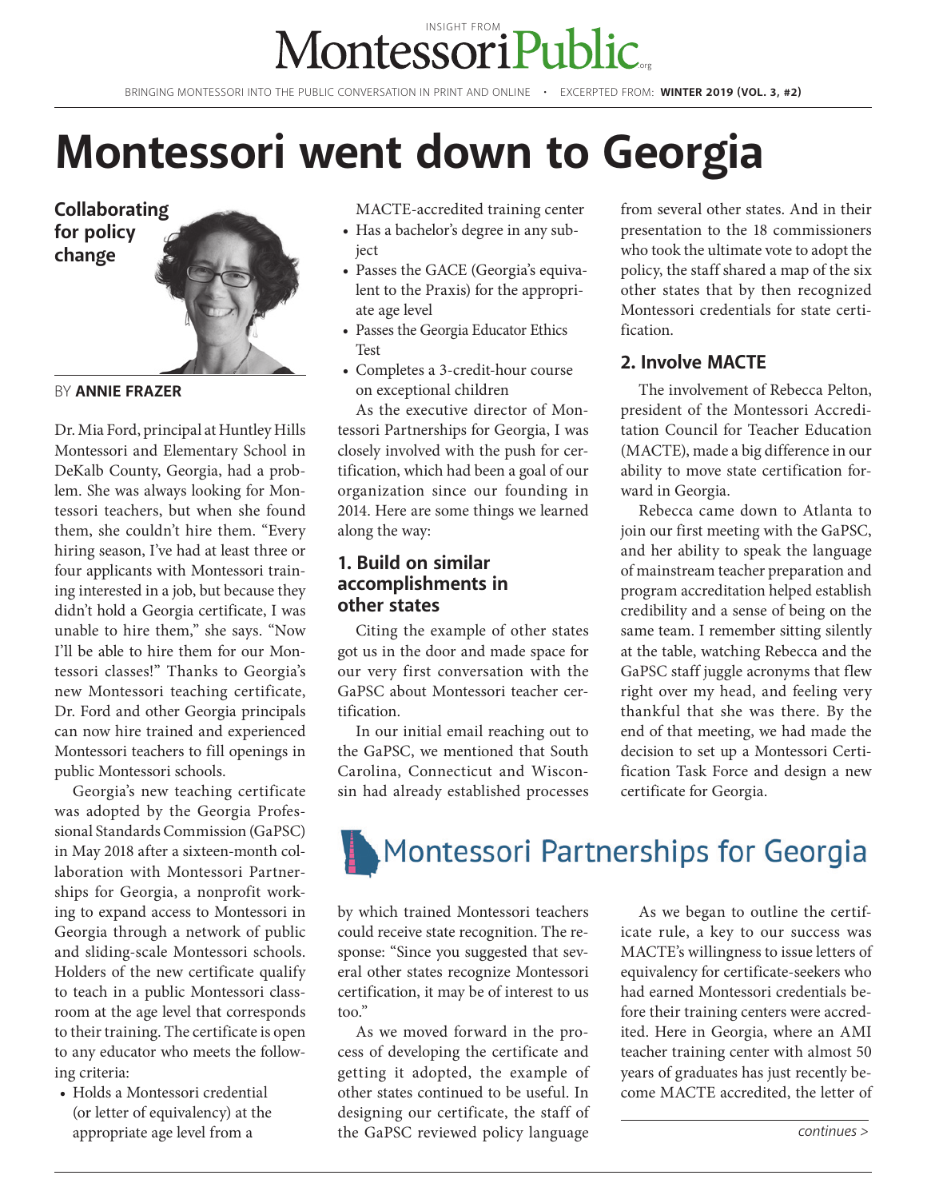# Montessori went down to Georgia

## Collaborating for policy change

BY **ANNIE FRAZER**

Dr. Mia Ford, principal at Huntley Hills Montessori and Elementary School in DeKalb County, Georgia, had a problem. She was always looking for Montessori teachers, but when she found them, she couldn't hire them. "Every hiring season, I've had at least three or four applicants with Montessori training interested in a job, but because they didn't hold a Georgia certificate, I was unable to hire them," she says. "Now I'll be able to hire them for our Montessori classes!" Thanks to Georgia's new Montessori teaching certificate, Dr. Ford and other Georgia principals can now hire trained and experienced Montessori teachers to fill openings in public Montessori schools.

Georgia's new teaching certificate was adopted by the Georgia Professional Standards Commission (GaPSC) in May 2018 after a sixteen-month collaboration with Montessori Partnerships for Georgia, a nonprofit working to expand access to Montessori in Georgia through a network of public and sliding-scale Montessori schools. Holders of the new certificate qualify to teach in a public Montessori classroom at the age level that corresponds to their training. The certificate is open to any educator who meets the following criteria:

- Holds a Montessori credential (or letter of equivalency) at the appropriate age level from a MACTE-accredited training center
- Has a bachelor's degree in any subject
- Passes the GACE (Georgia's equivalent to the Praxis) for the appropriate age level
- Passes the Georgia Educator Ethics Test
- Completes a 3-credit-hour course on exceptional children

As the executive director of Montessori Partnerships for Georgia, I was closely involved with the push for certification, which had been a goal of our organization since our founding in 2014. Here are some things we learned along the way:

### 1. Build on similar accomplishments in other states

Citing the example of other states got us in the door and made space for our very first conversation with the GaPSC about Montessori teacher certification.

In our initial email reaching out to the GaPSC, we mentioned that South Carolina, Connecticut and Wisconsin had already established processes by which trained Montessori teachers could receive state recognition. The response: "Since you suggested that several other states recognize Montessori certification, it may be of interest to us too."

As we moved forward in the process of developing the certificate and getting it adopted, the example of other states continued to be useful. In designing our certificate, the staff of the GaPSC reviewed policy language from several other states. And in their presentation to the 18 commissioners who took the ultimate vote to adopt the policy, the staff shared a map of the six other states that by then recognized Montessori credentials for state certification.

### 2. Involve MACTE

The involvement of Rebecca Pelton, president of the Montessori Accreditation Council for Teacher Education (MACTE), made a big difference in our ability to move state certification forward in Georgia.

Rebecca came down to Atlanta to join our first meeting with the GaPSC, and her ability to speak the language of mainstream teacher preparation and program accreditation helped establish credibility and a sense of being on the same team. I remember sitting silently at the table, watching Rebecca and the GaPSC staff juggle acronyms that flew right over my head, and feeling very thankful that she was there. By the end of that meeting, we had made the decision to set up a Montessori Certification Task Force and design a new certificate for Georgia.

As we began to outline the certificate rule, a key to our success was MACTE's willingness to issue letters of equivalency for certificate-seekers who had earned Montessori credentials before their training centers were accredited. Here in Georgia, where an AMI teacher training center with almost 50 years of graduates has just recently become MACTE accredited, the letter of

*continues >*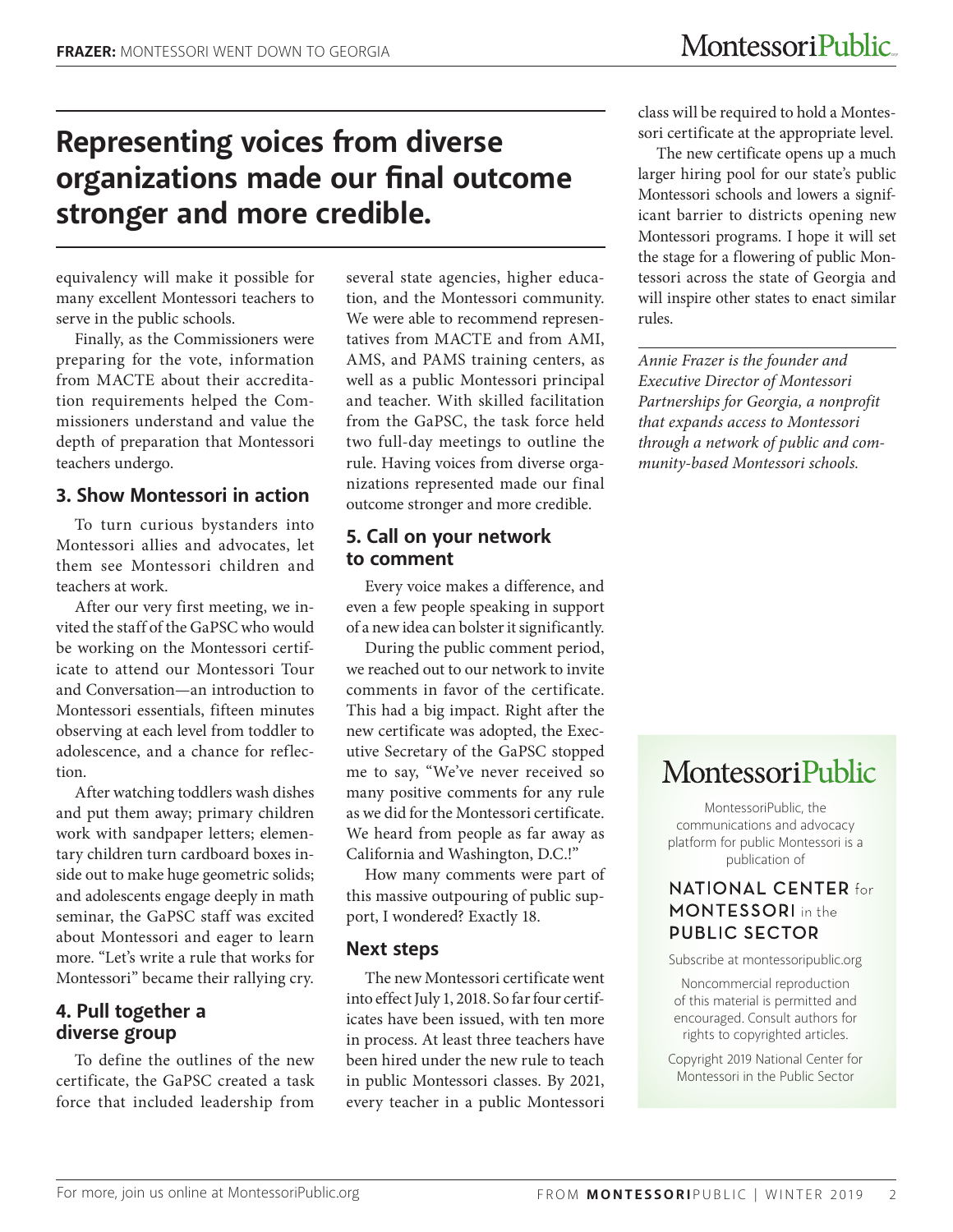## Representing voices from diverse organizations made our final outcome stronger and more credible.

equivalency will make it possible for many excellent Montessori teachers to serve in the public schools.

Finally, as the Commissioners were preparing for the vote, information from MACTE about their accreditation requirements helped the Commissioners understand and value the depth of preparation that Montessori teachers undergo.

### 3. Show Montessori in action

To turn curious bystanders into Montessori allies and advocates, let them see Montessori children and teachers at work.

After our very first meeting, we invited the staff of the GaPSC who would be working on the Montessori certificate to attend our Montessori Tour and Conversation—an introduction to Montessori essentials, fifteen minutes observing at each level from toddler to adolescence, and a chance for reflection.

After watching toddlers wash dishes and put them away; primary children work with sandpaper letters; elementary children turn cardboard boxes inside out to make huge geometric solids; and adolescents engage deeply in math seminar, the GaPSC staff was excited about Montessori and eager to learn more. "Let's write a rule that works for Montessori" became their rallying cry.

### 4. Pull together a diverse group

To define the outlines of the new certificate, the GaPSC created a task force that included leadership from several state agencies, higher education, and the Montessori community. We were able to recommend representatives from MACTE and from AMI, AMS, and PAMS training centers, as well as a public Montessori principal and teacher. With skilled facilitation from the GaPSC, the task force held two full-day meetings to outline the rule. Having voices from diverse organizations represented made our final outcome stronger and more credible.

### 5. Call on your network to comment

Every voice makes a difference, and even a few people speaking in support of a new idea can bolster it significantly.

During the public comment period, we reached out to our network to invite comments in favor of the certificate. This had a big impact. Right after the new certificate was adopted, the Executive Secretary of the GaPSC stopped me to say, "We've never received so many positive comments for any rule as we did for the Montessori certificate. We heard from people as far away as California and Washington, D.C.!"

How many comments were part of this massive outpouring of public support, I wondered? Exactly 18.

### Next steps

The new Montessori certificate went into effect July 1, 2018. So far four certificates have been issued, with ten more in process. At least three teachers have been hired under the new rule to teach in public Montessori classes. By 2021, every teacher in a public Montessori class will be required to hold a Montessori certificate at the appropriate level.

The new certificate opens up a much larger hiring pool for our state's public Montessori schools and lowers a significant barrier to districts opening new Montessori programs. I hope it will set the stage for a flowering of public Montessori across the state of Georgia and will inspire other states to enact similar rules.

*Annie Frazer is the founder and Executive Director of Montessori Partnerships for Georgia, a nonprofit that expands access to Montessori through a network of public and community-based Montessori schools.*

---

**MontessoriPublic**

MontessoriPublic, the communications and advocacy platform for public Montessori is a publication of

**NATIONAL CENTER for MONTESSORI in the PUBLIC SECTOR**

Subscribe at montessoripublic.org

Noncommercial reproduction of this material is permitted and encouraged. Consult authors for rights to copyrighted articles.

Copyright 2019 National Center for Montessori in the Public Sector